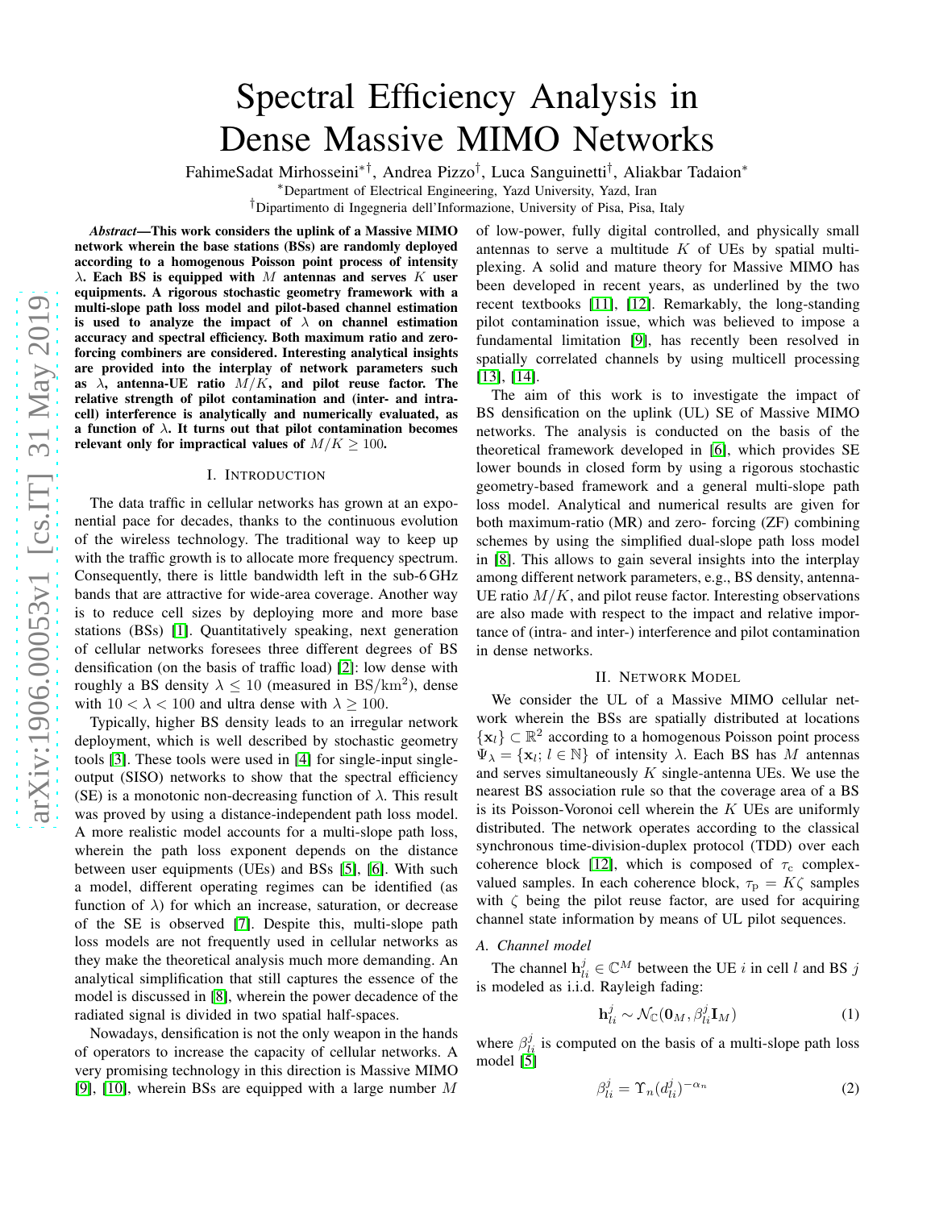# Spectral Efficiency Analysis in Dense Massive MIMO Networks

FahimeSadat Mirhosseini[*†], Andrea Pizzo[†], Luca Sanguinetti[†], Aliakbar Tadaion[*]

[*]Department of Electrical Engineering, Yazd University, Yazd, Iran

[†]Dipartimento di Ingegneria dell'Informazione, University of Pisa, Pisa, Italy

***Abstract*—This work considers the uplink of a Massive MIMO network wherein the base stations (BSs) are randomly deployed according to a homogenous Poisson point process of intensity $\lambda$. Each BS is equipped with $M$ antennas and serves $K$ user equipments. A rigorous stochastic geometry framework with a multi-slope path loss model and pilot-based channel estimation is used to analyze the impact of $\lambda$ on channel estimation accuracy and spectral efficiency. Both maximum ratio and zero-forcing combiners are considered. Interesting analytical insights are provided into the interplay of network parameters such as $\lambda$, antenna-UE ratio $M/K$, and pilot reuse factor. The relative strength of pilot contamination and (inter- and intra-cell) interference is analytically and numerically evaluated, as a function of $\lambda$. It turns out that pilot contamination becomes relevant only for impractical values of $M/K \geq 100$.**

## I. Introduction

The data traffic in cellular networks has grown at an exponential pace for decades, thanks to the continuous evolution of the wireless technology. The traditional way to keep up with the traffic growth is to allocate more frequency spectrum. Consequently, there is little bandwidth left in the sub-6 GHz bands that are attractive for wide-area coverage. Another way is to reduce cell sizes by deploying more and more base stations (BSs) [1]. Quantitatively speaking, next generation of cellular networks foresees three different degrees of BS densification (on the basis of traffic load) [2]: low dense with roughly a BS density $\lambda \leq 10$ (measured in $\mathrm{BS/km^2}$), dense with $10 < \lambda < 100$ and ultra dense with $\lambda \geq 100$.

Typically, higher BS density leads to an irregular network deployment, which is well described by stochastic geometry tools [3]. These tools were used in [4] for single-input single-output (SISO) networks to show that the spectral efficiency (SE) is a monotonic non-decreasing function of $\lambda$. This result was proved by using a distance-independent path loss model. A more realistic model accounts for a multi-slope path loss, wherein the path loss exponent depends on the distance between user equipments (UEs) and BSs [5], [6]. With such a model, different operating regimes can be identified (as function of $\lambda$) for which an increase, saturation, or decrease of the SE is observed [7]. Despite this, multi-slope path loss models are not frequently used in cellular networks as they make the theoretical analysis much more demanding. An analytical simplification that still captures the essence of the model is discussed in [8], wherein the power decadence of the radiated signal is divided in two spatial half-spaces.

Nowadays, densification is not the only weapon in the hands of operators to increase the capacity of cellular networks. A very promising technology in this direction is Massive MIMO [9], [10], wherein BSs are equipped with a large number $M$ of low-power, fully digital controlled, and physically small antennas to serve a multitude $K$ of UEs by spatial multiplexing. A solid and mature theory for Massive MIMO has been developed in recent years, as underlined by the two recent textbooks [11], [12]. Remarkably, the long-standing pilot contamination issue, which was believed to impose a fundamental limitation [9], has recently been resolved in spatially correlated channels by using multicell processing [13], [14].

The aim of this work is to investigate the impact of BS densification on the uplink (UL) SE of Massive MIMO networks. The analysis is conducted on the basis of the theoretical framework developed in [6], which provides SE lower bounds in closed form by using a rigorous stochastic geometry-based framework and a general multi-slope path loss model. Analytical and numerical results are given for both maximum-ratio (MR) and zero- forcing (ZF) combining schemes by using the simplified dual-slope path loss model in [8]. This allows to gain several insights into the interplay among different network parameters, e.g., BS density, antenna-UE ratio $M/K$, and pilot reuse factor. Interesting observations are also made with respect to the impact and relative importance of (intra- and inter-) interference and pilot contamination in dense networks.

## II. Network Model

We consider the UL of a Massive MIMO cellular network wherein the BSs are spatially distributed at locations $\{\mathbf{x}_l\} \subset \mathbb{R}^2$ according to a homogenous Poisson point process $\Psi_\lambda = \{\mathbf{x}_l; l \in \mathbb{N}\}$ of intensity $\lambda$. Each BS has $M$ antennas and serves simultaneously $K$ single-antenna UEs. We use the nearest BS association rule so that the coverage area of a BS is its Poisson-Voronoi cell wherein the $K$ UEs are uniformly distributed. The network operates according to the classical synchronous time-division-duplex protocol (TDD) over each coherence block [12], which is composed of $\tau_{\rm c}$ complex-valued samples. In each coherence block, $\tau_{\rm p} = K\zeta$ samples with $\zeta$ being the pilot reuse factor, are used for acquiring channel state information by means of UL pilot sequences.

### A. Channel model

The channel $\mathbf{h}_{li}^j \in \mathbb{C}^M$ between the UE $i$ in cell $l$ and BS $j$ is modeled as i.i.d. Rayleigh fading:

$$\mathbf{h}_{li}^j \sim \mathcal{N}_{\mathbb{C}}(\mathbf{0}_M, \beta_{li}^j \mathbf{I}_M) \tag{1}$$

where $\beta_{li}^j$ is computed on the basis of a multi-slope path loss model [5]

$$\beta_{li}^j = \Upsilon_n (d_{li}^j)^{-\alpha_n} \tag{2}$$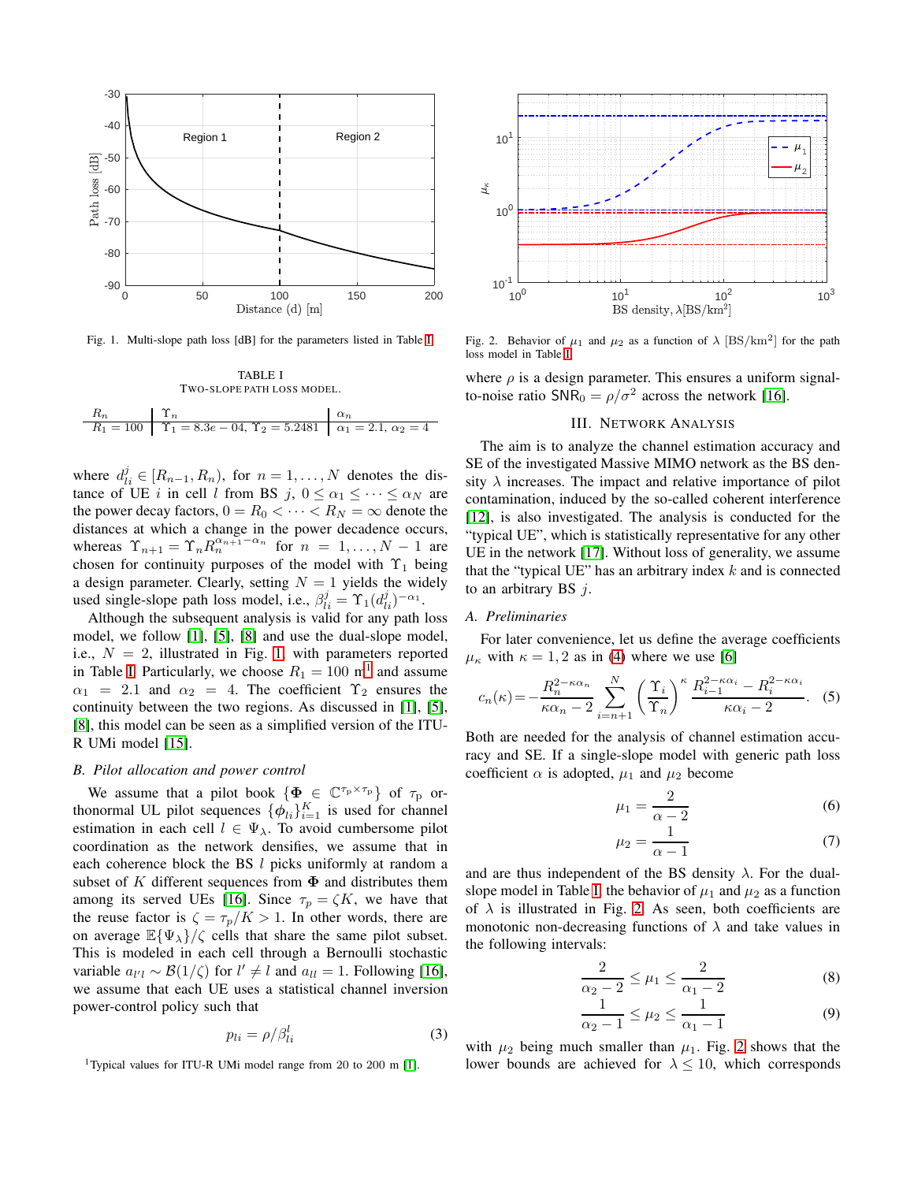Fig. 1. Multi-slope path loss [dB] for the parameters listed in Table I.

TABLE I
TWO-SLOPE PATH LOSS MODEL.

| $R_n$ | $\Upsilon_n$ | $\alpha_n$ |
|---|---|---|
| $R_1 = 100$ | $\Upsilon_1 = 8.3e-04$, $\Upsilon_2 = 5.2481$ | $\alpha_1 = 2.1$, $\alpha_2 = 4$ |

where $d_{li}^j \in [R_{n-1}, R_n)$, for $n = 1, \ldots, N$ denotes the distance of UE $i$ in cell $l$ from BS $j$, $0 \le \alpha_1 \le \cdots \le \alpha_N$ are the power decay factors, $0 = R_0 < \cdots < R_N = \infty$ denote the distances at which a change in the power decadence occurs, whereas $\Upsilon_{n+1} = \Upsilon_n R_n^{\alpha_{n+1}-\alpha_n}$ for $n = 1, \ldots, N-1$ are chosen for continuity purposes of the model with $\Upsilon_1$ being a design parameter. Clearly, setting $N = 1$ yields the widely used single-slope path loss model, i.e., $\beta_{li}^j = \Upsilon_1 (d_{li}^j)^{-\alpha_1}$.

Although the subsequent analysis is valid for any path loss model, we follow [1], [5], [8] and use the dual-slope model, i.e., $N = 2$, illustrated in Fig. 1 with parameters reported in Table I. Particularly, we choose $R_1 = 100$ m[1] and assume $\alpha_1 = 2.1$ and $\alpha_2 = 4$. The coefficient $\Upsilon_2$ ensures the continuity between the two regions. As discussed in [1], [5], [8], this model can be seen as a simplified version of the ITU-R UMi model [15].

### B. Pilot allocation and power control

We assume that a pilot book $\{\mathbf{\Phi} \in \mathbb{C}^{\tau_p \times \tau_p}\}$ of $\tau_p$ orthonormal UL pilot sequences $\{\boldsymbol{\phi}_{li}\}_{i=1}^K$ is used for channel estimation in each cell $l \in \Psi_\lambda$. To avoid cumbersome pilot coordination as the network densifies, we assume that in each coherence block the BS $l$ picks uniformly at random a subset of $K$ different sequences from $\mathbf{\Phi}$ and distributes them among its served UEs [16]. Since $\tau_p = \zeta K$, we have that the reuse factor is $\zeta = \tau_p / K > 1$. In other words, there are on average $\mathbb{E}\{\Psi_\lambda\}/\zeta$ cells that share the same pilot subset. This is modeled in each cell through a Bernoulli stochastic variable $a_{l'l} \sim \mathcal{B}(1/\zeta)$ for $l' \neq l$ and $a_{ll} = 1$. Following [16], we assume that each UE uses a statistical channel inversion power-control policy such that

$$p_{li} = \rho / \beta_{li}^l \tag{3}$$

[1] Typical values for ITU-R UMi model range from 20 to 200 m [1].

Fig. 2. Behavior of $\mu_1$ and $\mu_2$ as a function of $\lambda$ [BS/km$^2$] for the path loss model in Table I.

where $\rho$ is a design parameter. This ensures a uniform signal-to-noise ratio $\mathsf{SNR}_0 = \rho/\sigma^2$ across the network [16].

## III. NETWORK ANALYSIS

The aim is to analyze the channel estimation accuracy and SE of the investigated Massive MIMO network as the BS density $\lambda$ increases. The impact and relative importance of pilot contamination, induced by the so-called coherent interference [12], is also investigated. The analysis is conducted for the "typical UE", which is statistically representative for any other UE in the network [17]. Without loss of generality, we assume that the "typical UE" has an arbitrary index $k$ and is connected to an arbitrary BS $j$.

### A. Preliminaries

For later convenience, let us define the average coefficients $\mu_\kappa$ with $\kappa = 1, 2$ as in (4) where we use [6]

$$c_n(\kappa) = -\frac{R_n^{2-\kappa\alpha_n}}{\kappa\alpha_n - 2} \sum_{i=n+1}^{N} \left(\frac{\Upsilon_i}{\Upsilon_n}\right)^\kappa \frac{R_{i-1}^{2-\kappa\alpha_i} - R_i^{2-\kappa\alpha_i}}{\kappa\alpha_i - 2}. \tag{5}$$

Both are needed for the analysis of channel estimation accuracy and SE. If a single-slope model with generic path loss coefficient $\alpha$ is adopted, $\mu_1$ and $\mu_2$ become

$$\mu_1 = \frac{2}{\alpha - 2} \tag{6}$$

$$\mu_2 = \frac{1}{\alpha - 1} \tag{7}$$

and are thus independent of the BS density $\lambda$. For the dual-slope model in Table I, the behavior of $\mu_1$ and $\mu_2$ as a function of $\lambda$ is illustrated in Fig. 2. As seen, both coefficients are monotonic non-decreasing functions of $\lambda$ and take values in the following intervals:

$$\frac{2}{\alpha_2 - 2} \le \mu_1 \le \frac{2}{\alpha_1 - 2} \tag{8}$$

$$\frac{1}{\alpha_2 - 1} \le \mu_2 \le \frac{1}{\alpha_1 - 1} \tag{9}$$

with $\mu_2$ being much smaller than $\mu_1$. Fig. 2 shows that the lower bounds are achieved for $\lambda \le 10$, which corresponds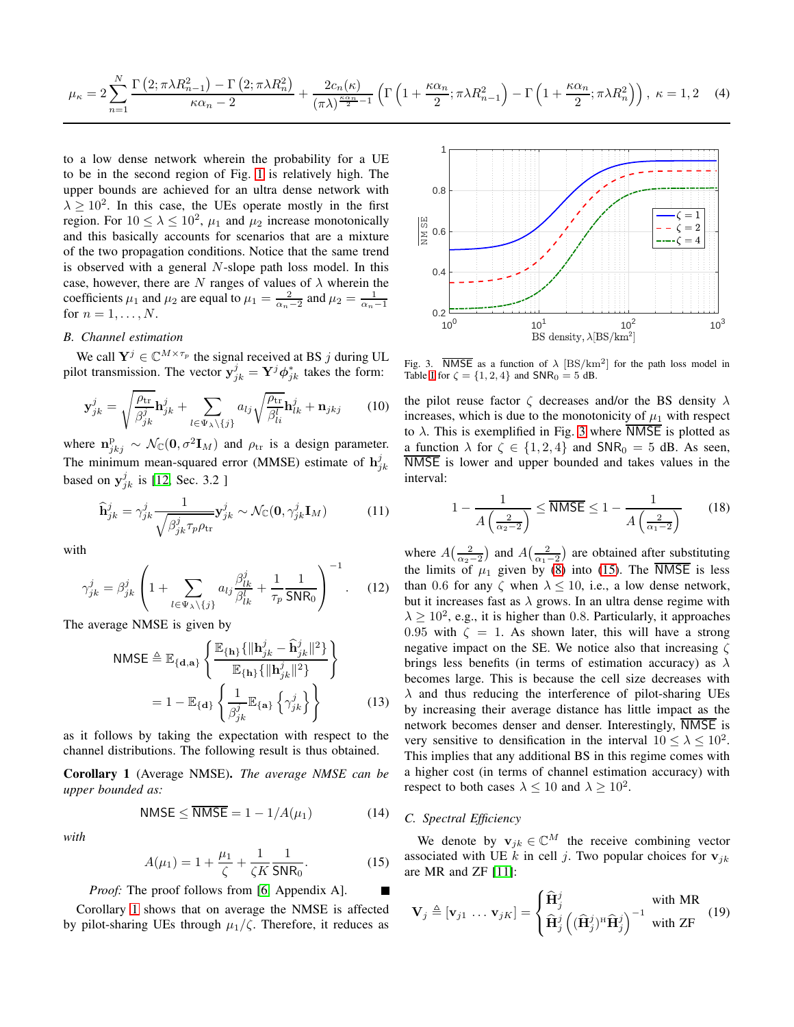$$\mu_\kappa = 2\sum_{n=1}^{N} \frac{\Gamma\left(2;\pi\lambda R_{n-1}^2\right) - \Gamma\left(2;\pi\lambda R_n^2\right)}{\kappa\alpha_n - 2} + \frac{2c_n(\kappa)}{(\pi\lambda)^{\frac{\kappa\alpha_n}{2}-1}}\left(\Gamma\left(1+\frac{\kappa\alpha_n}{2};\pi\lambda R_{n-1}^2\right) - \Gamma\left(1+\frac{\kappa\alpha_n}{2};\pi\lambda R_n^2\right)\right),\ \kappa = 1,2 \quad (4)$$

to a low dense network wherein the probability for a UE to be in the second region of Fig. 1 is relatively high. The upper bounds are achieved for an ultra dense network with $\lambda \geq 10^2$. In this case, the UEs operate mostly in the first region. For $10 \leq \lambda \leq 10^2$, $\mu_1$ and $\mu_2$ increase monotonically and this basically accounts for scenarios that are a mixture of the two propagation conditions. Notice that the same trend is observed with a general $N$-slope path loss model. In this case, however, there are $N$ ranges of values of $\lambda$ wherein the coefficients $\mu_1$ and $\mu_2$ are equal to $\mu_1 = \frac{2}{\alpha_n - 2}$ and $\mu_2 = \frac{1}{\alpha_n - 1}$ for $n = 1, \ldots, N$.

### B. Channel estimation

We call $\mathbf{Y}^j \in \mathbb{C}^{M\times\tau_p}$ the signal received at BS $j$ during UL pilot transmission. The vector $\mathbf{y}_{jk}^j = \mathbf{Y}^j \boldsymbol{\phi}_{jk}^*$ takes the form:

$$\mathbf{y}_{jk}^j = \sqrt{\frac{\rho_{\rm tr}}{\beta_{jk}^j}}\mathbf{h}_{jk}^j + \sum_{l\in\Psi_\lambda\setminus\{j\}} a_{lj}\sqrt{\frac{\rho_{\rm tr}}{\beta_{li}^l}}\mathbf{h}_{lk}^j + \mathbf{n}_{jkj} \quad (10)$$

where $\mathbf{n}_{jkj}^{\rm p} \sim \mathcal{N}_{\mathbb{C}}(\mathbf{0}, \sigma^2\mathbf{I}_M)$ and $\rho_{\rm tr}$ is a design parameter. The minimum mean-squared error (MMSE) estimate of $\mathbf{h}_{jk}^j$ based on $\mathbf{y}_{jk}^j$ is [12, Sec. 3.2 ]

$$\widehat{\mathbf{h}}_{jk}^j = \gamma_{jk}^j \frac{1}{\sqrt{\beta_{jk}^j\tau_p\rho_{\rm tr}}}\mathbf{y}_{jk}^j \sim \mathcal{N}_{\mathbb{C}}(\mathbf{0}, \gamma_{jk}^j\mathbf{I}_M) \quad (11)$$

with

$$\gamma_{jk}^j = \beta_{jk}^j\left(1 + \sum_{l\in\Psi_\lambda\setminus\{j\}} a_{lj}\frac{\beta_{lk}^j}{\beta_{lk}^l} + \frac{1}{\tau_p}\frac{1}{\mathsf{SNR}_0}\right)^{-1}. \quad (12)$$

The average NMSE is given by

$$\mathsf{NMSE} \triangleq \mathbb{E}_{\{\mathbf{d},\mathbf{a}\}}\left\{\frac{\mathbb{E}_{\{\mathbf{h}\}}\{\|\mathbf{h}_{jk}^j - \widehat{\mathbf{h}}_{jk}^j\|^2\}}{\mathbb{E}_{\{\mathbf{h}\}}\{\|\mathbf{h}_{jk}^j\|^2\}}\right\}$$
$$= 1 - \mathbb{E}_{\{\mathbf{d}\}}\left\{\frac{1}{\beta_{jk}^j}\mathbb{E}_{\{\mathbf{a}\}}\left\{\gamma_{jk}^j\right\}\right\} \quad (13)$$

as it follows by taking the expectation with respect to the channel distributions. The following result is thus obtained.

**Corollary 1** (Average NMSE)**.** *The average NMSE can be upper bounded as:*

$$\mathsf{NMSE} \leq \overline{\mathsf{NMSE}} = 1 - 1/A(\mu_1) \quad (14)$$

*with*

$$A(\mu_1) = 1 + \frac{\mu_1}{\zeta} + \frac{1}{\zeta K}\frac{1}{\mathsf{SNR}_0}. \quad (15)$$

*Proof:* The proof follows from [6, Appendix A]. ∎

Corollary 1 shows that on average the NMSE is affected by pilot-sharing UEs through $\mu_1/\zeta$. Therefore, it reduces as the pilot reuse factor $\zeta$ decreases and/or the BS density $\lambda$ increases, which is due to the monotonicity of $\mu_1$ with respect to $\lambda$. This is exemplified in Fig. 3 where $\overline{\mathsf{NMSE}}$ is plotted as a function $\lambda$ for $\zeta \in \{1, 2, 4\}$ and $\mathsf{SNR}_0 = 5$ dB. As seen, $\overline{\mathsf{NMSE}}$ is lower and upper bounded and takes values in the interval:

Fig. 3. $\overline{\mathsf{NMSE}}$ as a function of $\lambda$ [BS/km$^2$] for the path loss model in Table I for $\zeta = \{1, 2, 4\}$ and $\mathsf{SNR}_0 = 5$ dB.

$$1 - \frac{1}{A\left(\frac{2}{\alpha_2 - 2}\right)} \leq \overline{\mathsf{NMSE}} \leq 1 - \frac{1}{A\left(\frac{2}{\alpha_1 - 2}\right)} \quad (18)$$

where $A(\frac{2}{\alpha_2-2})$ and $A(\frac{2}{\alpha_1-2})$ are obtained after substituting the limits of $\mu_1$ given by (8) into (15). The $\overline{\mathsf{NMSE}}$ is less than $0.6$ for any $\zeta$ when $\lambda \leq 10$, i.e., a low dense network, but it increases fast as $\lambda$ grows. In an ultra dense regime with $\lambda \geq 10^2$, e.g., it is higher than $0.8$. Particularly, it approaches $0.95$ with $\zeta = 1$. As shown later, this will have a strong negative impact on the SE. We notice also that increasing $\zeta$ brings less benefits (in terms of estimation accuracy) as $\lambda$ becomes large. This is because the cell size decreases with $\lambda$ and thus reducing the interference of pilot-sharing UEs by increasing their average distance has little impact as the network becomes denser and denser. Interestingly, $\overline{\mathsf{NMSE}}$ is very sensitive to densification in the interval $10 \leq \lambda \leq 10^2$. This implies that any additional BS in this regime comes with a higher cost (in terms of channel estimation accuracy) with respect to both cases $\lambda \leq 10$ and $\lambda \geq 10^2$.

### C. Spectral Efficiency

We denote by $\mathbf{v}_{jk} \in \mathbb{C}^M$ the receive combining vector associated with UE $k$ in cell $j$. Two popular choices for $\mathbf{v}_{jk}$ are MR and ZF [11]:

$$\mathbf{V}_j \triangleq [\mathbf{v}_{j1}\ \ldots\ \mathbf{v}_{jK}] = \begin{cases} \widehat{\mathbf{H}}_j^j & \text{with MR} \\ \widehat{\mathbf{H}}_j^j\left((\widehat{\mathbf{H}}_j^j)^{\rm H}\widehat{\mathbf{H}}_j^j\right)^{-1} & \text{with ZF} \end{cases} \quad (19)$$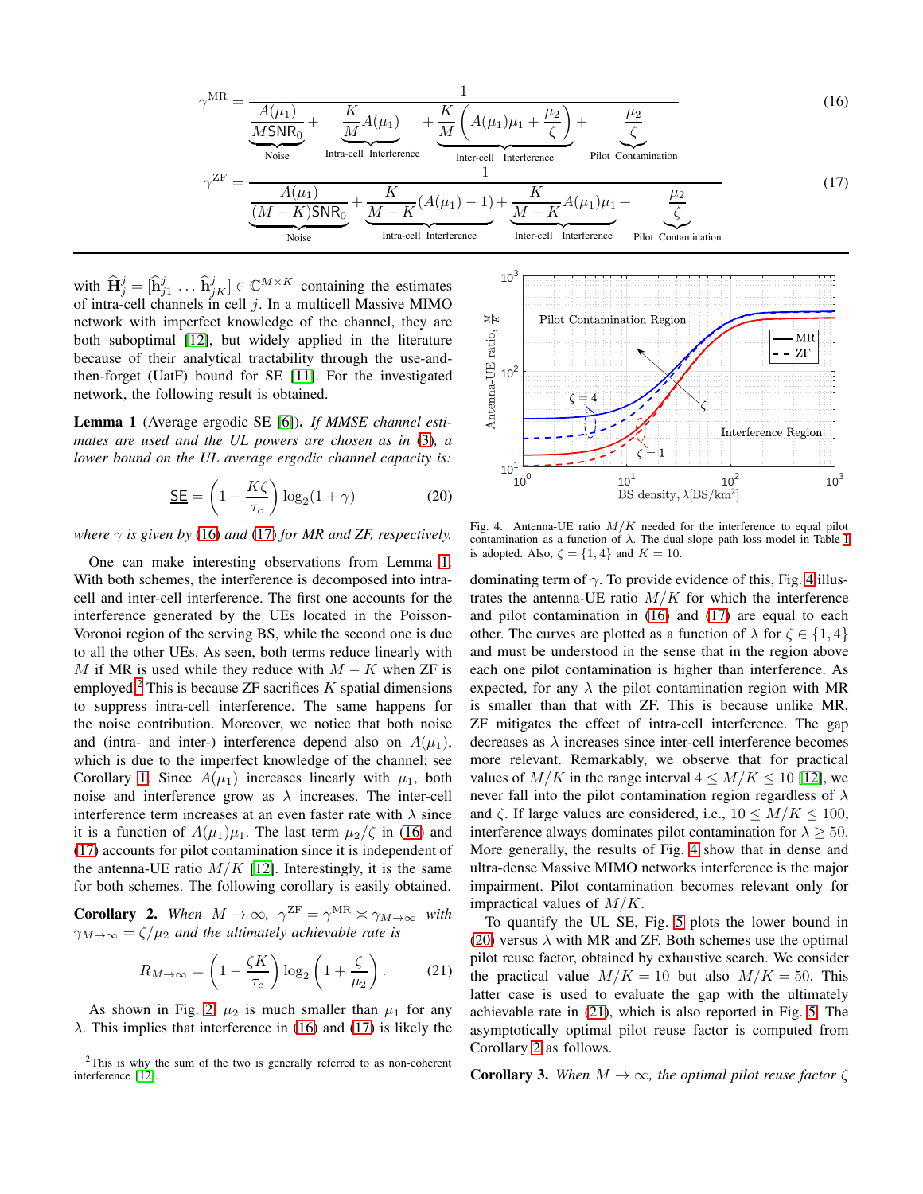$$\gamma^{\text{MR}} = \frac{1}{\underbrace{\frac{A(\mu_1)}{M\text{SNR}_0}}_{\text{Noise}} + \underbrace{\frac{K}{M}A(\mu_1)}_{\text{Intra-cell Interference}} + \underbrace{\frac{K}{M}\left(A(\mu_1)\mu_1 + \frac{\mu_2}{\zeta}\right)}_{\text{Inter-cell Interference}} + \underbrace{\frac{\mu_2}{\zeta}}_{\text{Pilot Contamination}}} \tag{16}$$

$$\gamma^{\text{ZF}} = \frac{1}{\underbrace{\frac{A(\mu_1)}{(M-K)\text{SNR}_0}}_{\text{Noise}} + \underbrace{\frac{K}{M-K}(A(\mu_1)-1)}_{\text{Intra-cell Interference}} + \underbrace{\frac{K}{M-K}A(\mu_1)\mu_1}_{\text{Inter-cell Interference}} + \underbrace{\frac{\mu_2}{\zeta}}_{\text{Pilot Contamination}}} \tag{17}$$

with $\widehat{\mathbf{H}}_j^j = [\widehat{\mathbf{h}}_{j1}^j \ \ldots \ \widehat{\mathbf{h}}_{jK}^j] \in \mathbb{C}^{M\times K}$ containing the estimates of intra-cell channels in cell $j$. In a multicell Massive MIMO network with imperfect knowledge of the channel, they are both suboptimal [12], but widely applied in the literature because of their analytical tractability through the use-and-then-forget (UatF) bound for SE [11]. For the investigated network, the following result is obtained.

**Lemma 1** (Average ergodic SE [6]). *If MMSE channel estimates are used and the UL powers are chosen as in (3), a lower bound on the UL average ergodic channel capacity is:*

$$\underline{\text{SE}} = \left(1 - \frac{K\zeta}{\tau_c}\right)\log_2(1+\gamma) \tag{20}$$

*where $\gamma$ is given by (16) and (17) for MR and ZF, respectively.*

One can make interesting observations from Lemma 1. With both schemes, the interference is decomposed into intra-cell and inter-cell interference. The first one accounts for the interference generated by the UEs located in the Poisson-Voronoi region of the serving BS, while the second one is due to all the other UEs. As seen, both terms reduce linearly with $M$ if MR is used while they reduce with $M-K$ when ZF is employed.[2] This is because ZF sacrifices $K$ spatial dimensions to suppress intra-cell interference. The same happens for the noise contribution. Moreover, we notice that both noise and (intra- and inter-) interference depend also on $A(\mu_1)$, which is due to the imperfect knowledge of the channel; see Corollary 1. Since $A(\mu_1)$ increases linearly with $\mu_1$, both noise and interference grow as $\lambda$ increases. The inter-cell interference term increases at an even faster rate with $\lambda$ since it is a function of $A(\mu_1)\mu_1$. The last term $\mu_2/\zeta$ in (16) and (17) accounts for pilot contamination since it is independent of the antenna-UE ratio $M/K$ [12]. Interestingly, it is the same for both schemes. The following corollary is easily obtained.

**Corollary 2.** *When $M \to \infty$, $\gamma^{\text{ZF}} = \gamma^{\text{MR}} \asymp \gamma_{M\to\infty}$ with $\gamma_{M\to\infty} = \zeta/\mu_2$ and the ultimately achievable rate is*

$$R_{M\to\infty} = \left(1 - \frac{\zeta K}{\tau_c}\right)\log_2\left(1 + \frac{\zeta}{\mu_2}\right). \tag{21}$$

As shown in Fig. 2, $\mu_2$ is much smaller than $\mu_1$ for any $\lambda$. This implies that interference in (16) and (17) is likely the dominating term of $\gamma$. To provide evidence of this, Fig. 4 illustrates the antenna-UE ratio $M/K$ for which the interference and pilot contamination in (16) and (17) are equal to each other. The curves are plotted as a function of $\lambda$ for $\zeta \in \{1, 4\}$ and must be understood in the sense that in the region above each one pilot contamination is higher than interference. As expected, for any $\lambda$ the pilot contamination region with MR is smaller than that with ZF. This is because unlike MR, ZF mitigates the effect of intra-cell interference. The gap decreases as $\lambda$ increases since inter-cell interference becomes more relevant. Remarkably, we observe that for practical values of $M/K$ in the range interval $4 \le M/K \le 10$ [12], we never fall into the pilot contamination region regardless of $\lambda$ and $\zeta$. If large values are considered, i.e., $10 \le M/K \le 100$, interference always dominates pilot contamination for $\lambda \ge 50$. More generally, the results of Fig. 4 show that in dense and ultra-dense Massive MIMO networks interference is the major impairment. Pilot contamination becomes relevant only for impractical values of $M/K$.

Fig. 4. Antenna-UE ratio $M/K$ needed for the interference to equal pilot contamination as a function of $\lambda$. The dual-slope path loss model in Table I is adopted. Also, $\zeta = \{1, 4\}$ and $K = 10$.

To quantify the UL SE, Fig. 5 plots the lower bound in (20) versus $\lambda$ with MR and ZF. Both schemes use the optimal pilot reuse factor, obtained by exhaustive search. We consider the practical value $M/K = 10$ but also $M/K = 50$. This latter case is used to evaluate the gap with the ultimately achievable rate in (21), which is also reported in Fig. 5. The asymptotically optimal pilot reuse factor is computed from Corollary 2 as follows.

**Corollary 3.** *When $M \to \infty$, the optimal pilot reuse factor $\zeta$*

[2] This is why the sum of the two is generally referred to as non-coherent interference [12].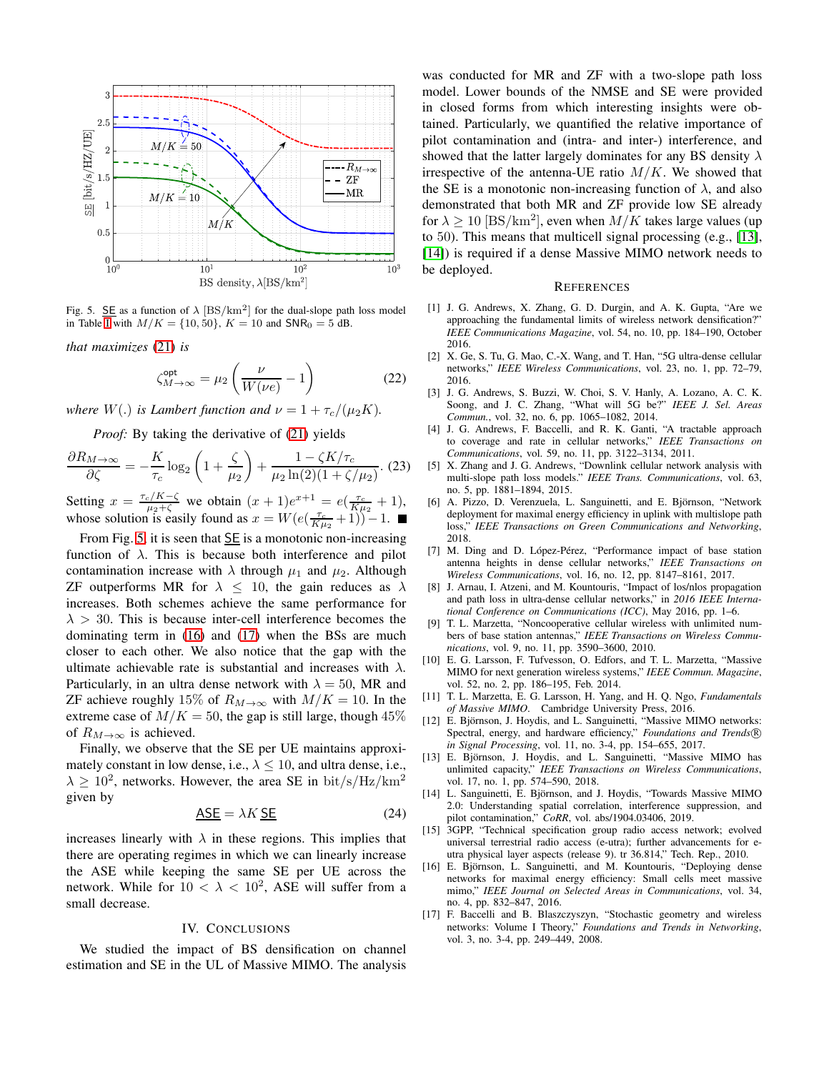3

2.5

2

1.5

1

0.5

0

$10^0$ $10^1$ $10^2$ $10^3$

BS density, $\lambda$[BS/km$^2$]

SE [bit/s/HZ/UE]

$M/K = 50$

$M/K = 10$

$M/K$

$R_{M\to\infty}$

ZF

MR

Fig. 5. SE as a function of $\lambda$ [BS/km$^2$] for the dual-slope path loss model in Table I with $M/K = \{10, 50\}$, $K = 10$ and $\mathsf{SNR}_0 = 5$ dB.

*that maximizes (21) is*

$$\zeta^{\text{opt}}_{M\to\infty} = \mu_2 \left( \frac{\nu}{W(\nu e)} - 1 \right) \tag{22}$$

*where $W(.)$ is Lambert function and $\nu = 1 + \tau_c/(\mu_2 K)$.*

*Proof:* By taking the derivative of (21) yields

$$\frac{\partial R_{M\to\infty}}{\partial \zeta} = -\frac{K}{\tau_c}\log_2\left(1+\frac{\zeta}{\mu_2}\right) + \frac{1-\zeta K/\tau_c}{\mu_2 \ln(2)(1+\zeta/\mu_2)}. \tag{23}$$

Setting $x = \frac{\tau_c/K - \zeta}{\mu_2 + \zeta}$ we obtain $(x+1)e^{x+1} = e(\frac{\tau_c}{K\mu_2}+1)$, whose solution is easily found as $x = W(e(\frac{\tau_c}{K\mu_2}+1)) - 1$. ■

From Fig. 5, it is seen that SE is a monotonic non-increasing function of $\lambda$. This is because both interference and pilot contamination increase with $\lambda$ through $\mu_1$ and $\mu_2$. Although ZF outperforms MR for $\lambda \leq 10$, the gain reduces as $\lambda$ increases. Both schemes achieve the same performance for $\lambda > 30$. This is because inter-cell interference becomes the dominating term in (16) and (17) when the BSs are much closer to each other. We also notice that the gap with the ultimate achievable rate is substantial and increases with $\lambda$. Particularly, in an ultra dense network with $\lambda = 50$, MR and ZF achieve roughly 15% of $R_{M\to\infty}$ with $M/K = 10$. In the extreme case of $M/K = 50$, the gap is still large, though 45% of $R_{M\to\infty}$ is achieved.

Finally, we observe that the SE per UE maintains approximately constant in low dense, i.e., $\lambda \leq 10$, and ultra dense, i.e., $\lambda \geq 10^2$, networks. However, the area SE in bit/s/Hz/km$^2$ given by

$$\text{ASE} = \lambda K\, \text{SE} \tag{24}$$

increases linearly with $\lambda$ in these regions. This implies that there are operating regimes in which we can linearly increase the ASE while keeping the same SE per UE across the network. While for $10 < \lambda < 10^2$, ASE will suffer from a small decrease.

## IV. Conclusions

We studied the impact of BS densification on channel estimation and SE in the UL of Massive MIMO. The analysis was conducted for MR and ZF with a two-slope path loss model. Lower bounds of the NMSE and SE were provided in closed forms from which interesting insights were obtained. Particularly, we quantified the relative importance of pilot contamination and (intra- and inter-) interference, and showed that the latter largely dominates for any BS density $\lambda$ irrespective of the antenna-UE ratio $M/K$. We showed that the SE is a monotonic non-increasing function of $\lambda$, and also demonstrated that both MR and ZF provide low SE already for $\lambda \geq 10$ [BS/km$^2$], even when $M/K$ takes large values (up to 50). This means that multicell signal processing (e.g., [13], [14]) is required if a dense Massive MIMO network needs to be deployed.

## References

[1] J. G. Andrews, X. Zhang, G. D. Durgin, and A. K. Gupta, "Are we approaching the fundamental limits of wireless network densification?" *IEEE Communications Magazine*, vol. 54, no. 10, pp. 184–190, October 2016.

[2] X. Ge, S. Tu, G. Mao, C.-X. Wang, and T. Han, "5G ultra-dense cellular networks," *IEEE Wireless Communications*, vol. 23, no. 1, pp. 72–79, 2016.

[3] J. G. Andrews, S. Buzzi, W. Choi, S. V. Hanly, A. Lozano, A. C. K. Soong, and J. C. Zhang, "What will 5G be?" *IEEE J. Sel. Areas Commun.*, vol. 32, no. 6, pp. 1065–1082, 2014.

[4] J. G. Andrews, F. Baccelli, and R. K. Ganti, "A tractable approach to coverage and rate in cellular networks," *IEEE Transactions on Communications*, vol. 59, no. 11, pp. 3122–3134, 2011.

[5] X. Zhang and J. G. Andrews, "Downlink cellular network analysis with multi-slope path loss models," *IEEE Trans. Communications*, vol. 63, no. 5, pp. 1881–1894, 2015.

[6] A. Pizzo, D. Verenzuela, L. Sanguinetti, and E. Björnson, "Network deployment for maximal energy efficiency in uplink with multislope path loss," *IEEE Transactions on Green Communications and Networking*, 2018.

[7] M. Ding and D. López-Pérez, "Performance impact of base station antenna heights in dense cellular networks," *IEEE Transactions on Wireless Communications*, vol. 16, no. 12, pp. 8147–8161, 2017.

[8] J. Arnau, I. Atzeni, and M. Kountouris, "Impact of los/nlos propagation and path loss in ultra-dense cellular networks," in *2016 IEEE International Conference on Communications (ICC)*, May 2016, pp. 1–6.

[9] T. L. Marzetta, "Noncooperative cellular wireless with unlimited numbers of base station antennas," *IEEE Transactions on Wireless Communications*, vol. 9, no. 11, pp. 3590–3600, 2010.

[10] E. G. Larsson, F. Tufvesson, O. Edfors, and T. L. Marzetta, "Massive MIMO for next generation wireless systems," *IEEE Commun. Magazine*, vol. 52, no. 2, pp. 186–195, Feb. 2014.

[11] T. L. Marzetta, E. G. Larsson, H. Yang, and H. Q. Ngo, *Fundamentals of Massive MIMO*. Cambridge University Press, 2016.

[12] E. Björnson, J. Hoydis, and L. Sanguinetti, "Massive MIMO networks: Spectral, energy, and hardware efficiency," *Foundations and Trends® in Signal Processing*, vol. 11, no. 3-4, pp. 154–655, 2017.

[13] E. Björnson, J. Hoydis, and L. Sanguinetti, "Massive MIMO has unlimited capacity," *IEEE Transactions on Wireless Communications*, vol. 17, no. 1, pp. 574–590, 2018.

[14] L. Sanguinetti, E. Björnson, and J. Hoydis, "Towards Massive MIMO 2.0: Understanding spatial correlation, interference suppression, and pilot contamination," *CoRR*, vol. abs/1904.03406, 2019.

[15] 3GPP, "Technical specification group radio access network; evolved universal terrestrial radio access (e-utra); further advancements for e-utra physical layer aspects (release 9). tr 36.814," Tech. Rep., 2010.

[16] E. Björnson, L. Sanguinetti, and M. Kountouris, "Deploying dense networks for maximal energy efficiency: Small cells meet massive mimo," *IEEE Journal on Selected Areas in Communications*, vol. 34, no. 4, pp. 832–847, 2016.

[17] F. Baccelli and B. Blaszczyszyn, "Stochastic geometry and wireless networks: Volume I Theory," *Foundations and Trends in Networking*, vol. 3, no. 3-4, pp. 249–449, 2008.